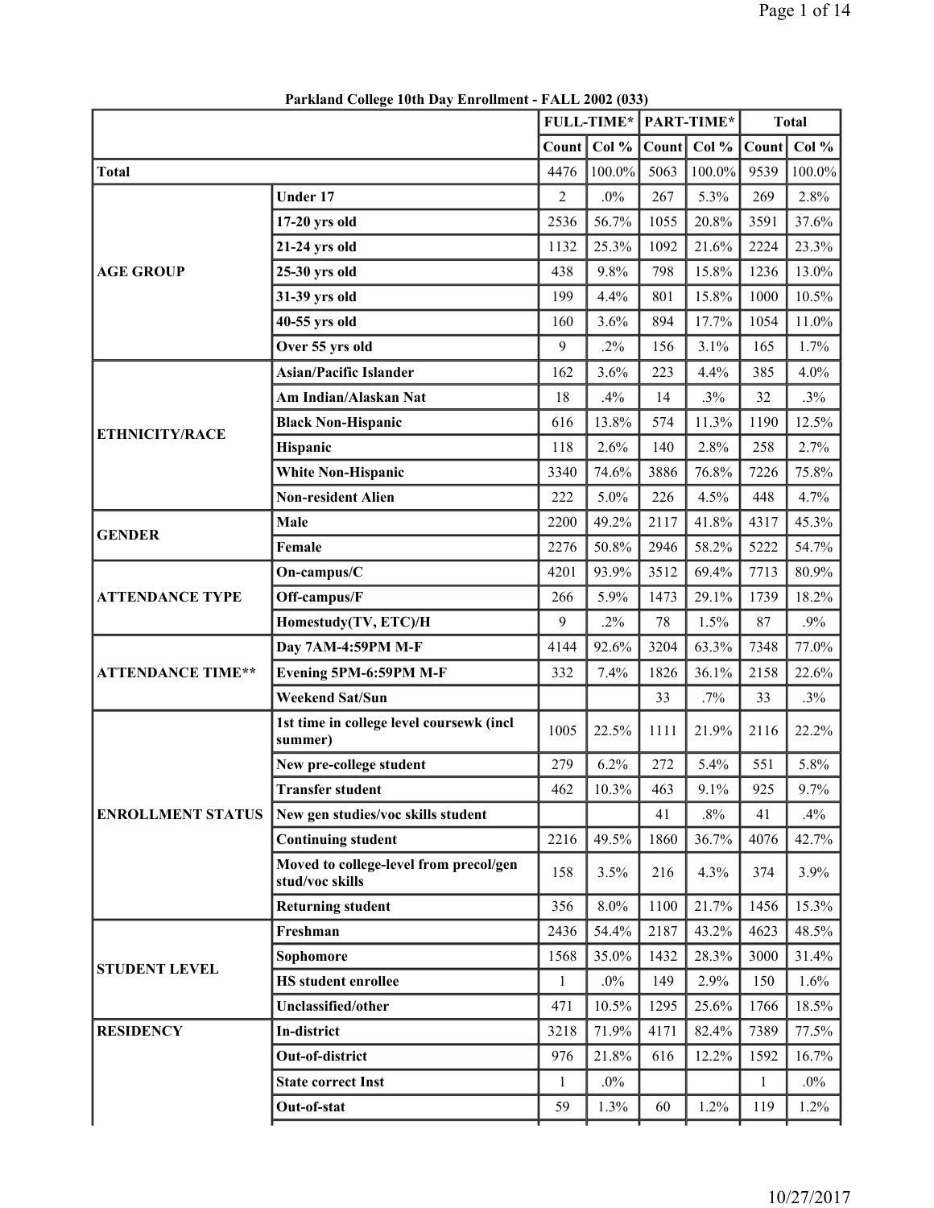**Parkland College 10th Day Enrollment - FALL 2002 (033)**

| | | FULL-TIME* | | PART-TIME* | | Total | |
|---|---|---|---|---|---|---|---|
| | | Count | Col % | Count | Col % | Count | Col % |
| Total | | 4476 | 100.0% | 5063 | 100.0% | 9539 | 100.0% |
| AGE GROUP | Under 17 | 2 | .0% | 267 | 5.3% | 269 | 2.8% |
| | 17-20 yrs old | 2536 | 56.7% | 1055 | 20.8% | 3591 | 37.6% |
| | 21-24 yrs old | 1132 | 25.3% | 1092 | 21.6% | 2224 | 23.3% |
| | 25-30 yrs old | 438 | 9.8% | 798 | 15.8% | 1236 | 13.0% |
| | 31-39 yrs old | 199 | 4.4% | 801 | 15.8% | 1000 | 10.5% |
| | 40-55 yrs old | 160 | 3.6% | 894 | 17.7% | 1054 | 11.0% |
| | Over 55 yrs old | 9 | .2% | 156 | 3.1% | 165 | 1.7% |
| ETHNICITY/RACE | Asian/Pacific Islander | 162 | 3.6% | 223 | 4.4% | 385 | 4.0% |
| | Am Indian/Alaskan Nat | 18 | .4% | 14 | .3% | 32 | .3% |
| | Black Non-Hispanic | 616 | 13.8% | 574 | 11.3% | 1190 | 12.5% |
| | Hispanic | 118 | 2.6% | 140 | 2.8% | 258 | 2.7% |
| | White Non-Hispanic | 3340 | 74.6% | 3886 | 76.8% | 7226 | 75.8% |
| | Non-resident Alien | 222 | 5.0% | 226 | 4.5% | 448 | 4.7% |
| GENDER | Male | 2200 | 49.2% | 2117 | 41.8% | 4317 | 45.3% |
| | Female | 2276 | 50.8% | 2946 | 58.2% | 5222 | 54.7% |
| ATTENDANCE TYPE | On-campus/C | 4201 | 93.9% | 3512 | 69.4% | 7713 | 80.9% |
| | Off-campus/F | 266 | 5.9% | 1473 | 29.1% | 1739 | 18.2% |
| | Homestudy(TV, ETC)/H | 9 | .2% | 78 | 1.5% | 87 | .9% |
| ATTENDANCE TIME** | Day 7AM-4:59PM M-F | 4144 | 92.6% | 3204 | 63.3% | 7348 | 77.0% |
| | Evening 5PM-6:59PM M-F | 332 | 7.4% | 1826 | 36.1% | 2158 | 22.6% |
| | Weekend Sat/Sun | | | 33 | .7% | 33 | .3% |
| ENROLLMENT STATUS | 1st time in college level coursewk (incl summer) | 1005 | 22.5% | 1111 | 21.9% | 2116 | 22.2% |
| | New pre-college student | 279 | 6.2% | 272 | 5.4% | 551 | 5.8% |
| | Transfer student | 462 | 10.3% | 463 | 9.1% | 925 | 9.7% |
| | New gen studies/voc skills student | | | 41 | .8% | 41 | .4% |
| | Continuing student | 2216 | 49.5% | 1860 | 36.7% | 4076 | 42.7% |
| | Moved to college-level from precol/gen stud/voc skills | 158 | 3.5% | 216 | 4.3% | 374 | 3.9% |
| | Returning student | 356 | 8.0% | 1100 | 21.7% | 1456 | 15.3% |
| STUDENT LEVEL | Freshman | 2436 | 54.4% | 2187 | 43.2% | 4623 | 48.5% |
| | Sophomore | 1568 | 35.0% | 1432 | 28.3% | 3000 | 31.4% |
| | HS student enrollee | 1 | .0% | 149 | 2.9% | 150 | 1.6% |
| | Unclassified/other | 471 | 10.5% | 1295 | 25.6% | 1766 | 18.5% |
| RESIDENCY | In-district | 3218 | 71.9% | 4171 | 82.4% | 7389 | 77.5% |
| | Out-of-district | 976 | 21.8% | 616 | 12.2% | 1592 | 16.7% |
| | State correct Inst | 1 | .0% | | | 1 | .0% |
| | Out-of-stat | 59 | 1.3% | 60 | 1.2% | 119 | 1.2% |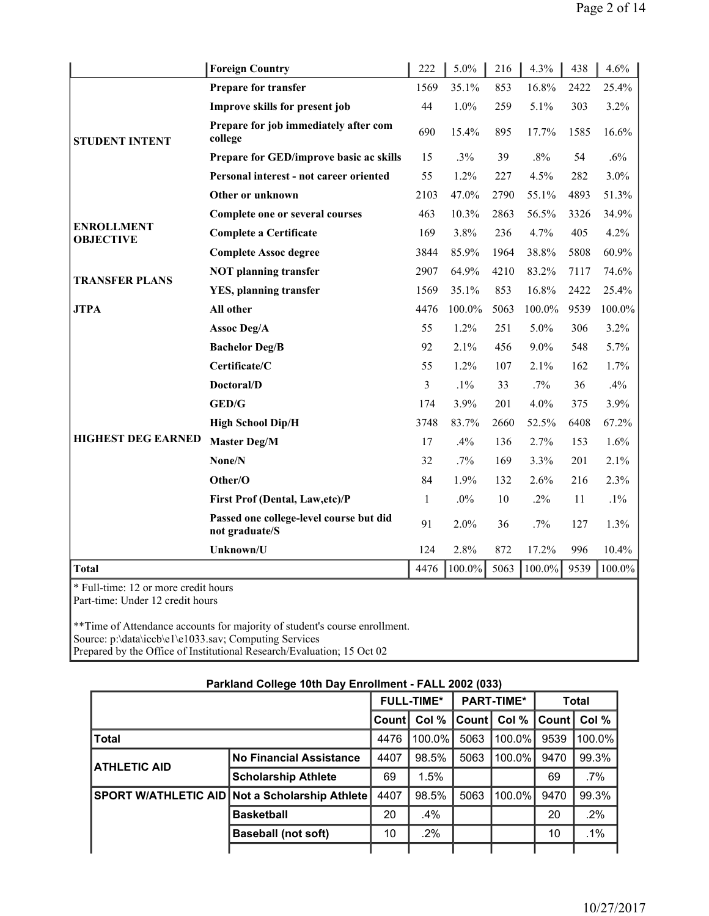| | | | | | | | |
|---|---|---|---|---|---|---|---|
| | Foreign Country | 222 | 5.0% | 216 | 4.3% | 438 | 4.6% |
| STUDENT INTENT | Prepare for transfer | 1569 | 35.1% | 853 | 16.8% | 2422 | 25.4% |
| | Improve skills for present job | 44 | 1.0% | 259 | 5.1% | 303 | 3.2% |
| | Prepare for job immediately after com college | 690 | 15.4% | 895 | 17.7% | 1585 | 16.6% |
| | Prepare for GED/improve basic ac skills | 15 | .3% | 39 | .8% | 54 | .6% |
| | Personal interest - not career oriented | 55 | 1.2% | 227 | 4.5% | 282 | 3.0% |
| | Other or unknown | 2103 | 47.0% | 2790 | 55.1% | 4893 | 51.3% |
| ENROLLMENT OBJECTIVE | Complete one or several courses | 463 | 10.3% | 2863 | 56.5% | 3326 | 34.9% |
| | Complete a Certificate | 169 | 3.8% | 236 | 4.7% | 405 | 4.2% |
| | Complete Assoc degree | 3844 | 85.9% | 1964 | 38.8% | 5808 | 60.9% |
| TRANSFER PLANS | NOT planning transfer | 2907 | 64.9% | 4210 | 83.2% | 7117 | 74.6% |
| | YES, planning transfer | 1569 | 35.1% | 853 | 16.8% | 2422 | 25.4% |
| JTPA | All other | 4476 | 100.0% | 5063 | 100.0% | 9539 | 100.0% |
| HIGHEST DEG EARNED | Assoc Deg/A | 55 | 1.2% | 251 | 5.0% | 306 | 3.2% |
| | Bachelor Deg/B | 92 | 2.1% | 456 | 9.0% | 548 | 5.7% |
| | Certificate/C | 55 | 1.2% | 107 | 2.1% | 162 | 1.7% |
| | Doctoral/D | 3 | .1% | 33 | .7% | 36 | .4% |
| | GED/G | 174 | 3.9% | 201 | 4.0% | 375 | 3.9% |
| | High School Dip/H | 3748 | 83.7% | 2660 | 52.5% | 6408 | 67.2% |
| | Master Deg/M | 17 | .4% | 136 | 2.7% | 153 | 1.6% |
| | None/N | 32 | .7% | 169 | 3.3% | 201 | 2.1% |
| | Other/O | 84 | 1.9% | 132 | 2.6% | 216 | 2.3% |
| | First Prof (Dental, Law,etc)/P | 1 | .0% | 10 | .2% | 11 | .1% |
| | Passed one college-level course but did not graduate/S | 91 | 2.0% | 36 | .7% | 127 | 1.3% |
| | Unknown/U | 124 | 2.8% | 872 | 17.2% | 996 | 10.4% |
| Total | | 4476 | 100.0% | 5063 | 100.0% | 9539 | 100.0% |

* Full-time: 12 or more credit hours
Part-time: Under 12 credit hours

**Time of Attendance accounts for majority of student's course enrollment.
Source: p:\data\iccb\e1\e1033.sav; Computing Services
Prepared by the Office of Institutional Research/Evaluation; 15 Oct 02

## Parkland College 10th Day Enrollment - FALL 2002 (033)

| | | FULL-TIME* | | PART-TIME* | | Total | |
|---|---|---|---|---|---|---|---|
| | | Count | Col % | Count | Col % | Count | Col % |
| Total | | 4476 | 100.0% | 5063 | 100.0% | 9539 | 100.0% |
| ATHLETIC AID | No Financial Assistance | 4407 | 98.5% | 5063 | 100.0% | 9470 | 99.3% |
| | Scholarship Athlete | 69 | 1.5% | | | 69 | .7% |
| SPORT W/ATHLETIC AID | Not a Scholarship Athlete | 4407 | 98.5% | 5063 | 100.0% | 9470 | 99.3% |
| | Basketball | 20 | .4% | | | 20 | .2% |
| | Baseball (not soft) | 10 | .2% | | | 10 | .1% |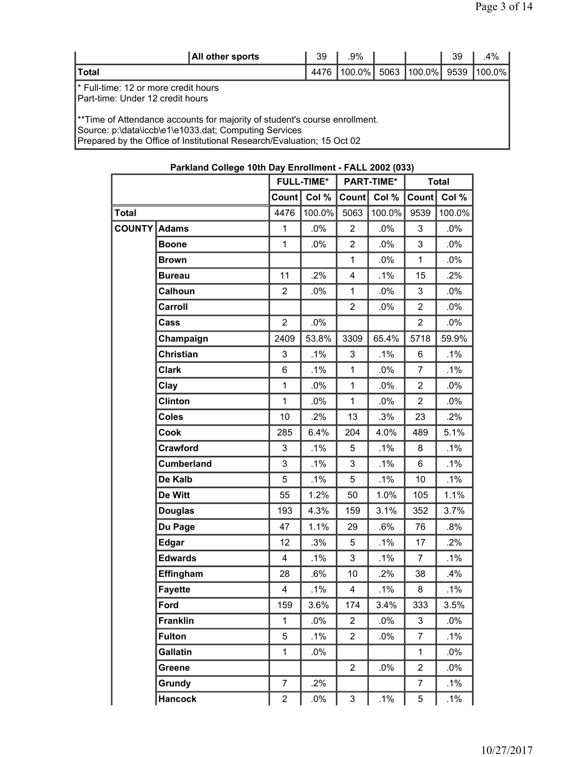| | | All other sports | 39 | .9% | | | 39 | .4% |
|---|---|---|---|---|---|---|---|---|
| Total | | | 4476 | 100.0% | 5063 | 100.0% | 9539 | 100.0% |

\* Full-time: 12 or more credit hours
Part-time: Under 12 credit hours

\*\*Time of Attendance accounts for majority of student's course enrollment.
Source: p:\data\iccb\e1\e1033.dat; Computing Services
Prepared by the Office of Institutional Research/Evaluation; 15 Oct 02

## Parkland College 10th Day Enrollment - FALL 2002 (033)

| | | FULL-TIME* | | PART-TIME* | | Total | |
|---|---|---|---|---|---|---|---|
| | | Count | Col % | Count | Col % | Count | Col % |
| **Total** | | 4476 | 100.0% | 5063 | 100.0% | 9539 | 100.0% |
| **COUNTY** | **Adams** | 1 | .0% | 2 | .0% | 3 | .0% |
| | **Boone** | 1 | .0% | 2 | .0% | 3 | .0% |
| | **Brown** | | | 1 | .0% | 1 | .0% |
| | **Bureau** | 11 | .2% | 4 | .1% | 15 | .2% |
| | **Calhoun** | 2 | .0% | 1 | .0% | 3 | .0% |
| | **Carroll** | | | 2 | .0% | 2 | .0% |
| | **Cass** | 2 | .0% | | | 2 | .0% |
| | **Champaign** | 2409 | 53.8% | 3309 | 65.4% | 5718 | 59.9% |
| | **Christian** | 3 | .1% | 3 | .1% | 6 | .1% |
| | **Clark** | 6 | .1% | 1 | .0% | 7 | .1% |
| | **Clay** | 1 | .0% | 1 | .0% | 2 | .0% |
| | **Clinton** | 1 | .0% | 1 | .0% | 2 | .0% |
| | **Coles** | 10 | .2% | 13 | .3% | 23 | .2% |
| | **Cook** | 285 | 6.4% | 204 | 4.0% | 489 | 5.1% |
| | **Crawford** | 3 | .1% | 5 | .1% | 8 | .1% |
| | **Cumberland** | 3 | .1% | 3 | .1% | 6 | .1% |
| | **De Kalb** | 5 | .1% | 5 | .1% | 10 | .1% |
| | **De Witt** | 55 | 1.2% | 50 | 1.0% | 105 | 1.1% |
| | **Douglas** | 193 | 4.3% | 159 | 3.1% | 352 | 3.7% |
| | **Du Page** | 47 | 1.1% | 29 | .6% | 76 | .8% |
| | **Edgar** | 12 | .3% | 5 | .1% | 17 | .2% |
| | **Edwards** | 4 | .1% | 3 | .1% | 7 | .1% |
| | **Effingham** | 28 | .6% | 10 | .2% | 38 | .4% |
| | **Fayette** | 4 | .1% | 4 | .1% | 8 | .1% |
| | **Ford** | 159 | 3.6% | 174 | 3.4% | 333 | 3.5% |
| | **Franklin** | 1 | .0% | 2 | .0% | 3 | .0% |
| | **Fulton** | 5 | .1% | 2 | .0% | 7 | .1% |
| | **Gallatin** | 1 | .0% | | | 1 | .0% |
| | **Greene** | | | 2 | .0% | 2 | .0% |
| | **Grundy** | 7 | .2% | | | 7 | .1% |
| | **Hancock** | 2 | .0% | 3 | .1% | 5 | .1% |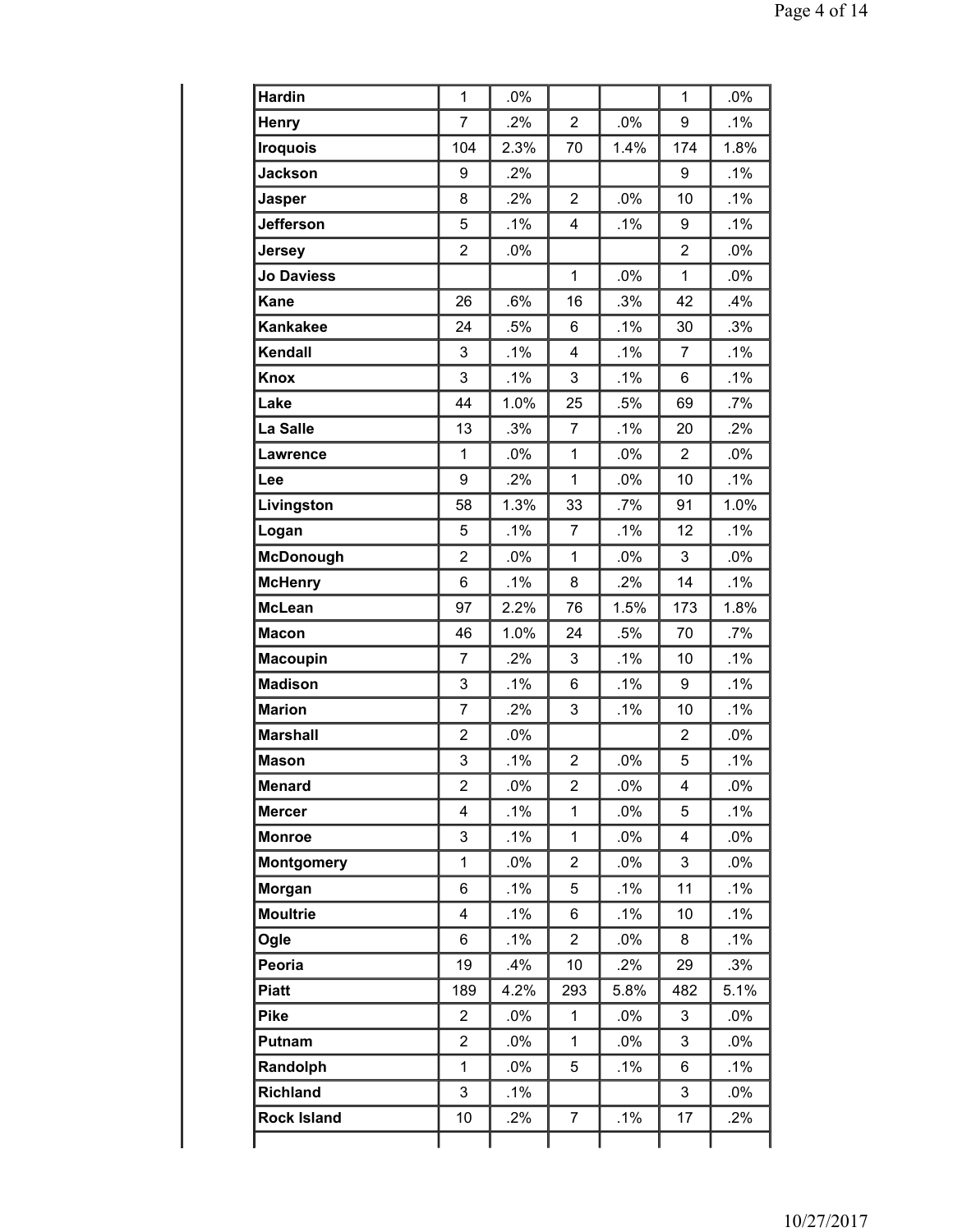| | | | | | | |
|---|---|---|---|---|---|---|
| **Hardin** | 1 | .0% | | | 1 | .0% |
| **Henry** | 7 | .2% | 2 | .0% | 9 | .1% |
| **Iroquois** | 104 | 2.3% | 70 | 1.4% | 174 | 1.8% |
| **Jackson** | 9 | .2% | | | 9 | .1% |
| **Jasper** | 8 | .2% | 2 | .0% | 10 | .1% |
| **Jefferson** | 5 | .1% | 4 | .1% | 9 | .1% |
| **Jersey** | 2 | .0% | | | 2 | .0% |
| **Jo Daviess** | | | 1 | .0% | 1 | .0% |
| **Kane** | 26 | .6% | 16 | .3% | 42 | .4% |
| **Kankakee** | 24 | .5% | 6 | .1% | 30 | .3% |
| **Kendall** | 3 | .1% | 4 | .1% | 7 | .1% |
| **Knox** | 3 | .1% | 3 | .1% | 6 | .1% |
| **Lake** | 44 | 1.0% | 25 | .5% | 69 | .7% |
| **La Salle** | 13 | .3% | 7 | .1% | 20 | .2% |
| **Lawrence** | 1 | .0% | 1 | .0% | 2 | .0% |
| **Lee** | 9 | .2% | 1 | .0% | 10 | .1% |
| **Livingston** | 58 | 1.3% | 33 | .7% | 91 | 1.0% |
| **Logan** | 5 | .1% | 7 | .1% | 12 | .1% |
| **McDonough** | 2 | .0% | 1 | .0% | 3 | .0% |
| **McHenry** | 6 | .1% | 8 | .2% | 14 | .1% |
| **McLean** | 97 | 2.2% | 76 | 1.5% | 173 | 1.8% |
| **Macon** | 46 | 1.0% | 24 | .5% | 70 | .7% |
| **Macoupin** | 7 | .2% | 3 | .1% | 10 | .1% |
| **Madison** | 3 | .1% | 6 | .1% | 9 | .1% |
| **Marion** | 7 | .2% | 3 | .1% | 10 | .1% |
| **Marshall** | 2 | .0% | | | 2 | .0% |
| **Mason** | 3 | .1% | 2 | .0% | 5 | .1% |
| **Menard** | 2 | .0% | 2 | .0% | 4 | .0% |
| **Mercer** | 4 | .1% | 1 | .0% | 5 | .1% |
| **Monroe** | 3 | .1% | 1 | .0% | 4 | .0% |
| **Montgomery** | 1 | .0% | 2 | .0% | 3 | .0% |
| **Morgan** | 6 | .1% | 5 | .1% | 11 | .1% |
| **Moultrie** | 4 | .1% | 6 | .1% | 10 | .1% |
| **Ogle** | 6 | .1% | 2 | .0% | 8 | .1% |
| **Peoria** | 19 | .4% | 10 | .2% | 29 | .3% |
| **Piatt** | 189 | 4.2% | 293 | 5.8% | 482 | 5.1% |
| **Pike** | 2 | .0% | 1 | .0% | 3 | .0% |
| **Putnam** | 2 | .0% | 1 | .0% | 3 | .0% |
| **Randolph** | 1 | .0% | 5 | .1% | 6 | .1% |
| **Richland** | 3 | .1% | | | 3 | .0% |
| **Rock Island** | 10 | .2% | 7 | .1% | 17 | .2% |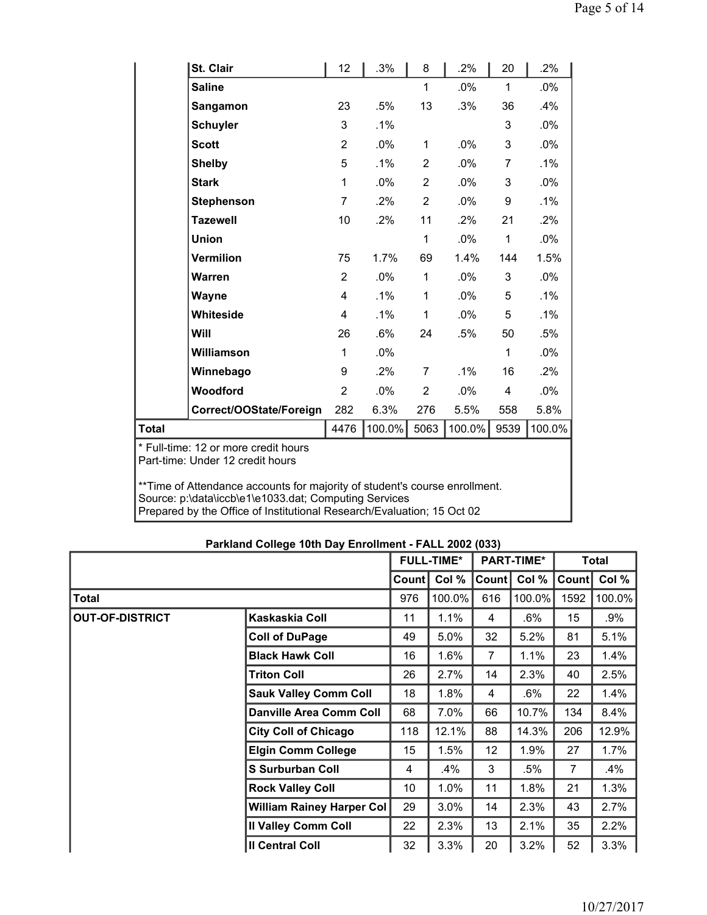| | | | | | | |
|---|---|---|---|---|---|---|
| **St. Clair** | 12 | .3% | 8 | .2% | 20 | .2% |
| **Saline** | | | 1 | .0% | 1 | .0% |
| **Sangamon** | 23 | .5% | 13 | .3% | 36 | .4% |
| **Schuyler** | 3 | .1% | | | 3 | .0% |
| **Scott** | 2 | .0% | 1 | .0% | 3 | .0% |
| **Shelby** | 5 | .1% | 2 | .0% | 7 | .1% |
| **Stark** | 1 | .0% | 2 | .0% | 3 | .0% |
| **Stephenson** | 7 | .2% | 2 | .0% | 9 | .1% |
| **Tazewell** | 10 | .2% | 11 | .2% | 21 | .2% |
| **Union** | | | 1 | .0% | 1 | .0% |
| **Vermilion** | 75 | 1.7% | 69 | 1.4% | 144 | 1.5% |
| **Warren** | 2 | .0% | 1 | .0% | 3 | .0% |
| **Wayne** | 4 | .1% | 1 | .0% | 5 | .1% |
| **Whiteside** | 4 | .1% | 1 | .0% | 5 | .1% |
| **Will** | 26 | .6% | 24 | .5% | 50 | .5% |
| **Williamson** | 1 | .0% | | | 1 | .0% |
| **Winnebago** | 9 | .2% | 7 | .1% | 16 | .2% |
| **Woodford** | 2 | .0% | 2 | .0% | 4 | .0% |
| **Correct/OOState/Foreign** | 282 | 6.3% | 276 | 5.5% | 558 | 5.8% |
| **Total** | 4476 | 100.0% | 5063 | 100.0% | 9539 | 100.0% |

\* Full-time: 12 or more credit hours
Part-time: Under 12 credit hours

**Time of Attendance accounts for majority of student's course enrollment.
Source: p:\data\iccb\e1\e1033.dat; Computing Services
Prepared by the Office of Institutional Research/Evaluation; 15 Oct 02

## Parkland College 10th Day Enrollment - FALL 2002 (033)

| | | FULL-TIME* | | PART-TIME* | | Total | |
|---|---|---|---|---|---|---|---|
| | | Count | Col % | Count | Col % | Count | Col % |
| **Total** | | 976 | 100.0% | 616 | 100.0% | 1592 | 100.0% |
| **OUT-OF-DISTRICT** | **Kaskaskia Coll** | 11 | 1.1% | 4 | .6% | 15 | .9% |
| | **Coll of DuPage** | 49 | 5.0% | 32 | 5.2% | 81 | 5.1% |
| | **Black Hawk Coll** | 16 | 1.6% | 7 | 1.1% | 23 | 1.4% |
| | **Triton Coll** | 26 | 2.7% | 14 | 2.3% | 40 | 2.5% |
| | **Sauk Valley Comm Coll** | 18 | 1.8% | 4 | .6% | 22 | 1.4% |
| | **Danville Area Comm Coll** | 68 | 7.0% | 66 | 10.7% | 134 | 8.4% |
| | **City Coll of Chicago** | 118 | 12.1% | 88 | 14.3% | 206 | 12.9% |
| | **Elgin Comm College** | 15 | 1.5% | 12 | 1.9% | 27 | 1.7% |
| | **S Surburban Coll** | 4 | .4% | 3 | .5% | 7 | .4% |
| | **Rock Valley Coll** | 10 | 1.0% | 11 | 1.8% | 21 | 1.3% |
| | **William Rainey Harper Col** | 29 | 3.0% | 14 | 2.3% | 43 | 2.7% |
| | **Il Valley Comm Coll** | 22 | 2.3% | 13 | 2.1% | 35 | 2.2% |
| | **Il Central Coll** | 32 | 3.3% | 20 | 3.2% | 52 | 3.3% |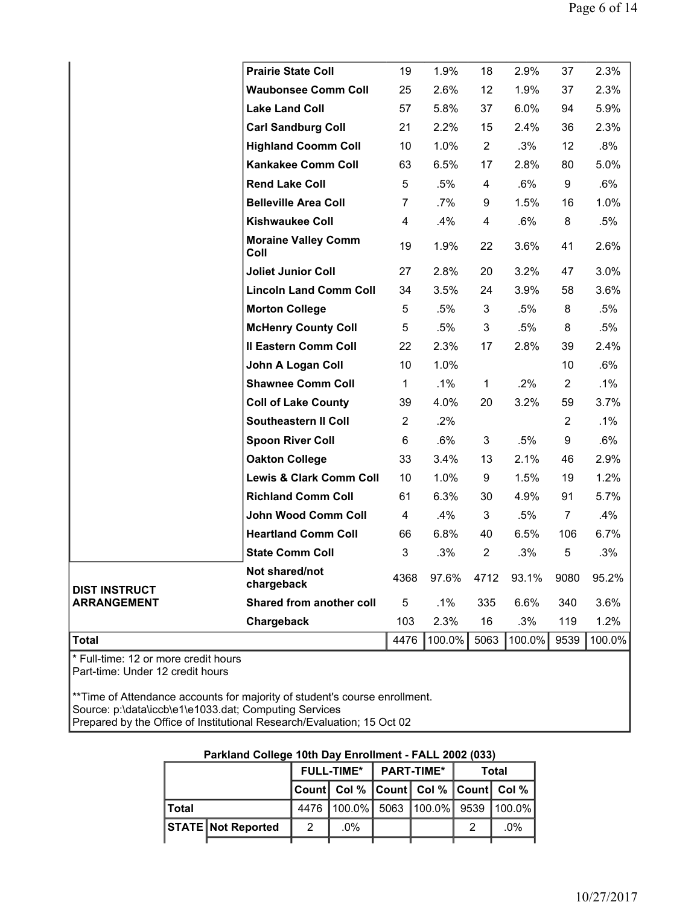| | | FULL-TIME* | | PART-TIME* | | Total | |
|---|---|---|---|---|---|---|---|
| | | Count | Col % | Count | Col % | Count | Col % |
| | **Prairie State Coll** | 19 | 1.9% | 18 | 2.9% | 37 | 2.3% |
| | **Waubonsee Comm Coll** | 25 | 2.6% | 12 | 1.9% | 37 | 2.3% |
| | **Lake Land Coll** | 57 | 5.8% | 37 | 6.0% | 94 | 5.9% |
| | **Carl Sandburg Coll** | 21 | 2.2% | 15 | 2.4% | 36 | 2.3% |
| | **Highland Coomm Coll** | 10 | 1.0% | 2 | .3% | 12 | .8% |
| | **Kankakee Comm Coll** | 63 | 6.5% | 17 | 2.8% | 80 | 5.0% |
| | **Rend Lake Coll** | 5 | .5% | 4 | .6% | 9 | .6% |
| | **Belleville Area Coll** | 7 | .7% | 9 | 1.5% | 16 | 1.0% |
| | **Kishwaukee Coll** | 4 | .4% | 4 | .6% | 8 | .5% |
| | **Moraine Valley Comm Coll** | 19 | 1.9% | 22 | 3.6% | 41 | 2.6% |
| | **Joliet Junior Coll** | 27 | 2.8% | 20 | 3.2% | 47 | 3.0% |
| | **Lincoln Land Comm Coll** | 34 | 3.5% | 24 | 3.9% | 58 | 3.6% |
| | **Morton College** | 5 | .5% | 3 | .5% | 8 | .5% |
| | **McHenry County Coll** | 5 | .5% | 3 | .5% | 8 | .5% |
| | **Il Eastern Comm Coll** | 22 | 2.3% | 17 | 2.8% | 39 | 2.4% |
| | **John A Logan Coll** | 10 | 1.0% | | | 10 | .6% |
| | **Shawnee Comm Coll** | 1 | .1% | 1 | .2% | 2 | .1% |
| | **Coll of Lake County** | 39 | 4.0% | 20 | 3.2% | 59 | 3.7% |
| | **Southeastern Il Coll** | 2 | .2% | | | 2 | .1% |
| | **Spoon River Coll** | 6 | .6% | 3 | .5% | 9 | .6% |
| | **Oakton College** | 33 | 3.4% | 13 | 2.1% | 46 | 2.9% |
| | **Lewis & Clark Comm Coll** | 10 | 1.0% | 9 | 1.5% | 19 | 1.2% |
| | **Richland Comm Coll** | 61 | 6.3% | 30 | 4.9% | 91 | 5.7% |
| | **John Wood Comm Coll** | 4 | .4% | 3 | .5% | 7 | .4% |
| | **Heartland Comm Coll** | 66 | 6.8% | 40 | 6.5% | 106 | 6.7% |
| | **State Comm Coll** | 3 | .3% | 2 | .3% | 5 | .3% |
| **DIST INSTRUCT ARRANGEMENT** | **Not shared/not chargeback** | 4368 | 97.6% | 4712 | 93.1% | 9080 | 95.2% |
| | **Shared from another coll** | 5 | .1% | 335 | 6.6% | 340 | 3.6% |
| | **Chargeback** | 103 | 2.3% | 16 | .3% | 119 | 1.2% |
| **Total** | | 4476 | 100.0% | 5063 | 100.0% | 9539 | 100.0% |

* Full-time: 12 or more credit hours
Part-time: Under 12 credit hours

**Time of Attendance accounts for majority of student's course enrollment.
Source: p:\data\iccb\e1\e1033.dat; Computing Services
Prepared by the Office of Institutional Research/Evaluation; 15 Oct 02

**Parkland College 10th Day Enrollment - FALL 2002 (033)**

| | | FULL-TIME* | | PART-TIME* | | Total | |
|---|---|---|---|---|---|---|---|
| | | Count | Col % | Count | Col % | Count | Col % |
| **Total** | | 4476 | 100.0% | 5063 | 100.0% | 9539 | 100.0% |
| **STATE** | **Not Reported** | 2 | .0% | | | 2 | .0% |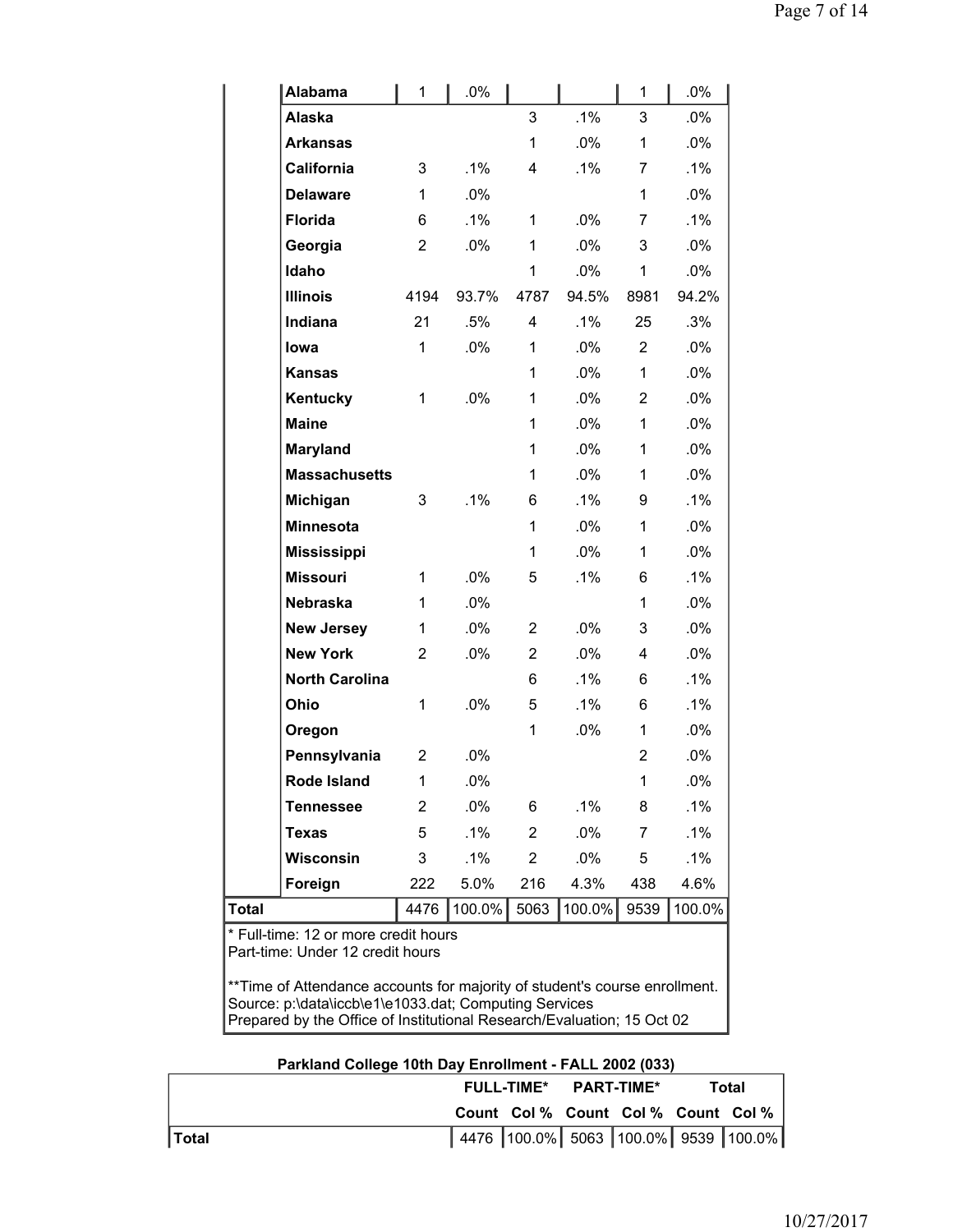| | | Count | Col % | Count | Col % | Count | Col % |
|---|---|---|---|---|---|---|---|
| | **Alabama** | 1 | .0% | | | 1 | .0% |
| | **Alaska** | | | 3 | .1% | 3 | .0% |
| | **Arkansas** | | | 1 | .0% | 1 | .0% |
| | **California** | 3 | .1% | 4 | .1% | 7 | .1% |
| | **Delaware** | 1 | .0% | | | 1 | .0% |
| | **Florida** | 6 | .1% | 1 | .0% | 7 | .1% |
| | **Georgia** | 2 | .0% | 1 | .0% | 3 | .0% |
| | **Idaho** | | | 1 | .0% | 1 | .0% |
| | **Illinois** | 4194 | 93.7% | 4787 | 94.5% | 8981 | 94.2% |
| | **Indiana** | 21 | .5% | 4 | .1% | 25 | .3% |
| | **Iowa** | 1 | .0% | 1 | .0% | 2 | .0% |
| | **Kansas** | | | 1 | .0% | 1 | .0% |
| | **Kentucky** | 1 | .0% | 1 | .0% | 2 | .0% |
| | **Maine** | | | 1 | .0% | 1 | .0% |
| | **Maryland** | | | 1 | .0% | 1 | .0% |
| | **Massachusetts** | | | 1 | .0% | 1 | .0% |
| | **Michigan** | 3 | .1% | 6 | .1% | 9 | .1% |
| | **Minnesota** | | | 1 | .0% | 1 | .0% |
| | **Mississippi** | | | 1 | .0% | 1 | .0% |
| | **Missouri** | 1 | .0% | 5 | .1% | 6 | .1% |
| | **Nebraska** | 1 | .0% | | | 1 | .0% |
| | **New Jersey** | 1 | .0% | 2 | .0% | 3 | .0% |
| | **New York** | 2 | .0% | 2 | .0% | 4 | .0% |
| | **North Carolina** | | | 6 | .1% | 6 | .1% |
| | **Ohio** | 1 | .0% | 5 | .1% | 6 | .1% |
| | **Oregon** | | | 1 | .0% | 1 | .0% |
| | **Pennsylvania** | 2 | .0% | | | 2 | .0% |
| | **Rode Island** | 1 | .0% | | | 1 | .0% |
| | **Tennessee** | 2 | .0% | 6 | .1% | 8 | .1% |
| | **Texas** | 5 | .1% | 2 | .0% | 7 | .1% |
| | **Wisconsin** | 3 | .1% | 2 | .0% | 5 | .1% |
| | **Foreign** | 222 | 5.0% | 216 | 4.3% | 438 | 4.6% |
| **Total** | | 4476 | 100.0% | 5063 | 100.0% | 9539 | 100.0% |

* Full-time: 12 or more credit hours
Part-time: Under 12 credit hours

**Time of Attendance accounts for majority of student's course enrollment.
Source: p:\data\iccb\e1\e1033.dat; Computing Services
Prepared by the Office of Institutional Research/Evaluation; 15 Oct 02

**Parkland College 10th Day Enrollment - FALL 2002 (033)**

| | FULL-TIME* | | PART-TIME* | | Total | |
|---|---|---|---|---|---|---|
| | Count | Col % | Count | Col % | Count | Col % |
| **Total** | 4476 | 100.0% | 5063 | 100.0% | 9539 | 100.0% |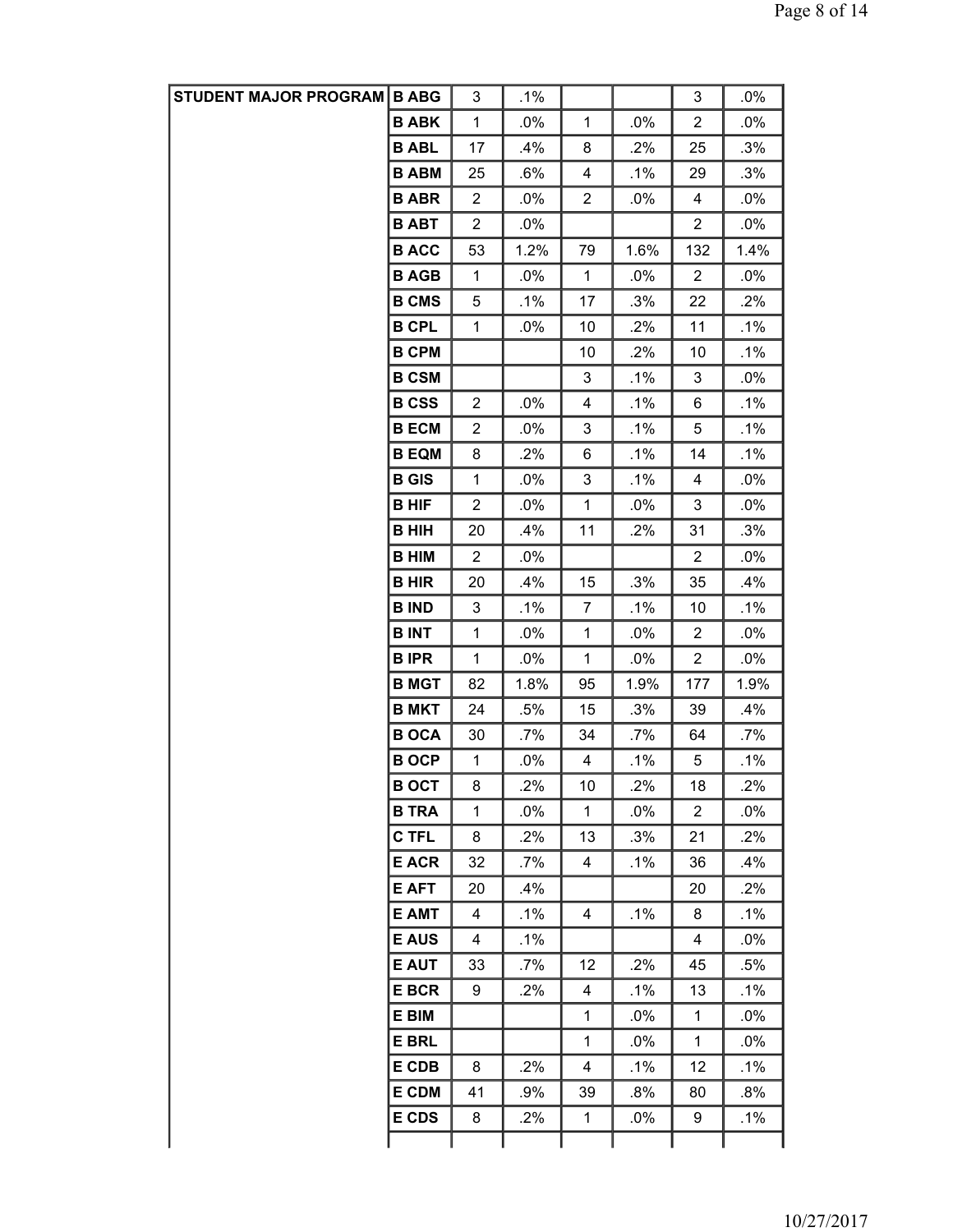| STUDENT MAJOR PROGRAM | | | | | | | |
|---|---|---|---|---|---|---|---|
| | B ABG | 3 | .1% | | | 3 | .0% |
| | B ABK | 1 | .0% | 1 | .0% | 2 | .0% |
| | B ABL | 17 | .4% | 8 | .2% | 25 | .3% |
| | B ABM | 25 | .6% | 4 | .1% | 29 | .3% |
| | B ABR | 2 | .0% | 2 | .0% | 4 | .0% |
| | B ABT | 2 | .0% | | | 2 | .0% |
| | B ACC | 53 | 1.2% | 79 | 1.6% | 132 | 1.4% |
| | B AGB | 1 | .0% | 1 | .0% | 2 | .0% |
| | B CMS | 5 | .1% | 17 | .3% | 22 | .2% |
| | B CPL | 1 | .0% | 10 | .2% | 11 | .1% |
| | B CPM | | | 10 | .2% | 10 | .1% |
| | B CSM | | | 3 | .1% | 3 | .0% |
| | B CSS | 2 | .0% | 4 | .1% | 6 | .1% |
| | B ECM | 2 | .0% | 3 | .1% | 5 | .1% |
| | B EQM | 8 | .2% | 6 | .1% | 14 | .1% |
| | B GIS | 1 | .0% | 3 | .1% | 4 | .0% |
| | B HIF | 2 | .0% | 1 | .0% | 3 | .0% |
| | B HIH | 20 | .4% | 11 | .2% | 31 | .3% |
| | B HIM | 2 | .0% | | | 2 | .0% |
| | B HIR | 20 | .4% | 15 | .3% | 35 | .4% |
| | B IND | 3 | .1% | 7 | .1% | 10 | .1% |
| | B INT | 1 | .0% | 1 | .0% | 2 | .0% |
| | B IPR | 1 | .0% | 1 | .0% | 2 | .0% |
| | B MGT | 82 | 1.8% | 95 | 1.9% | 177 | 1.9% |
| | B MKT | 24 | .5% | 15 | .3% | 39 | .4% |
| | B OCA | 30 | .7% | 34 | .7% | 64 | .7% |
| | B OCP | 1 | .0% | 4 | .1% | 5 | .1% |
| | B OCT | 8 | .2% | 10 | .2% | 18 | .2% |
| | B TRA | 1 | .0% | 1 | .0% | 2 | .0% |
| | C TFL | 8 | .2% | 13 | .3% | 21 | .2% |
| | E ACR | 32 | .7% | 4 | .1% | 36 | .4% |
| | E AFT | 20 | .4% | | | 20 | .2% |
| | E AMT | 4 | .1% | 4 | .1% | 8 | .1% |
| | E AUS | 4 | .1% | | | 4 | .0% |
| | E AUT | 33 | .7% | 12 | .2% | 45 | .5% |
| | E BCR | 9 | .2% | 4 | .1% | 13 | .1% |
| | E BIM | | | 1 | .0% | 1 | .0% |
| | E BRL | | | 1 | .0% | 1 | .0% |
| | E CDB | 8 | .2% | 4 | .1% | 12 | .1% |
| | E CDM | 41 | .9% | 39 | .8% | 80 | .8% |
| | E CDS | 8 | .2% | 1 | .0% | 9 | .1% |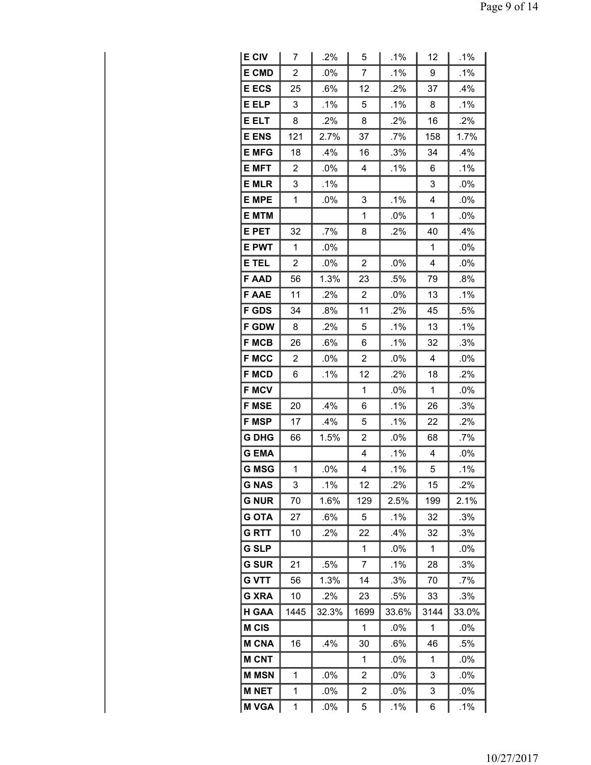| | | | | | | |
|---|---|---|---|---|---|---|
| **E CIV** | 7 | .2% | 5 | .1% | 12 | .1% |
| **E CMD** | 2 | .0% | 7 | .1% | 9 | .1% |
| **E ECS** | 25 | .6% | 12 | .2% | 37 | .4% |
| **E ELP** | 3 | .1% | 5 | .1% | 8 | .1% |
| **E ELT** | 8 | .2% | 8 | .2% | 16 | .2% |
| **E ENS** | 121 | 2.7% | 37 | .7% | 158 | 1.7% |
| **E MFG** | 18 | .4% | 16 | .3% | 34 | .4% |
| **E MFT** | 2 | .0% | 4 | .1% | 6 | .1% |
| **E MLR** | 3 | .1% | | | 3 | .0% |
| **E MPE** | 1 | .0% | 3 | .1% | 4 | .0% |
| **E MTM** | | | 1 | .0% | 1 | .0% |
| **E PET** | 32 | .7% | 8 | .2% | 40 | .4% |
| **E PWT** | 1 | .0% | | | 1 | .0% |
| **E TEL** | 2 | .0% | 2 | .0% | 4 | .0% |
| **F AAD** | 56 | 1.3% | 23 | .5% | 79 | .8% |
| **F AAE** | 11 | .2% | 2 | .0% | 13 | .1% |
| **F GDS** | 34 | .8% | 11 | .2% | 45 | .5% |
| **F GDW** | 8 | .2% | 5 | .1% | 13 | .1% |
| **F MCB** | 26 | .6% | 6 | .1% | 32 | .3% |
| **F MCC** | 2 | .0% | 2 | .0% | 4 | .0% |
| **F MCD** | 6 | .1% | 12 | .2% | 18 | .2% |
| **F MCV** | | | 1 | .0% | 1 | .0% |
| **F MSE** | 20 | .4% | 6 | .1% | 26 | .3% |
| **F MSP** | 17 | .4% | 5 | .1% | 22 | .2% |
| **G DHG** | 66 | 1.5% | 2 | .0% | 68 | .7% |
| **G EMA** | | | 4 | .1% | 4 | .0% |
| **G MSG** | 1 | .0% | 4 | .1% | 5 | .1% |
| **G NAS** | 3 | .1% | 12 | .2% | 15 | .2% |
| **G NUR** | 70 | 1.6% | 129 | 2.5% | 199 | 2.1% |
| **G OTA** | 27 | .6% | 5 | .1% | 32 | .3% |
| **G RTT** | 10 | .2% | 22 | .4% | 32 | .3% |
| **G SLP** | | | 1 | .0% | 1 | .0% |
| **G SUR** | 21 | .5% | 7 | .1% | 28 | .3% |
| **G VTT** | 56 | 1.3% | 14 | .3% | 70 | .7% |
| **G XRA** | 10 | .2% | 23 | .5% | 33 | .3% |
| **H GAA** | 1445 | 32.3% | 1699 | 33.6% | 3144 | 33.0% |
| **M CIS** | | | 1 | .0% | 1 | .0% |
| **M CNA** | 16 | .4% | 30 | .6% | 46 | .5% |
| **M CNT** | | | 1 | .0% | 1 | .0% |
| **M MSN** | 1 | .0% | 2 | .0% | 3 | .0% |
| **M NET** | 1 | .0% | 2 | .0% | 3 | .0% |
| **M VGA** | 1 | .0% | 5 | .1% | 6 | .1% |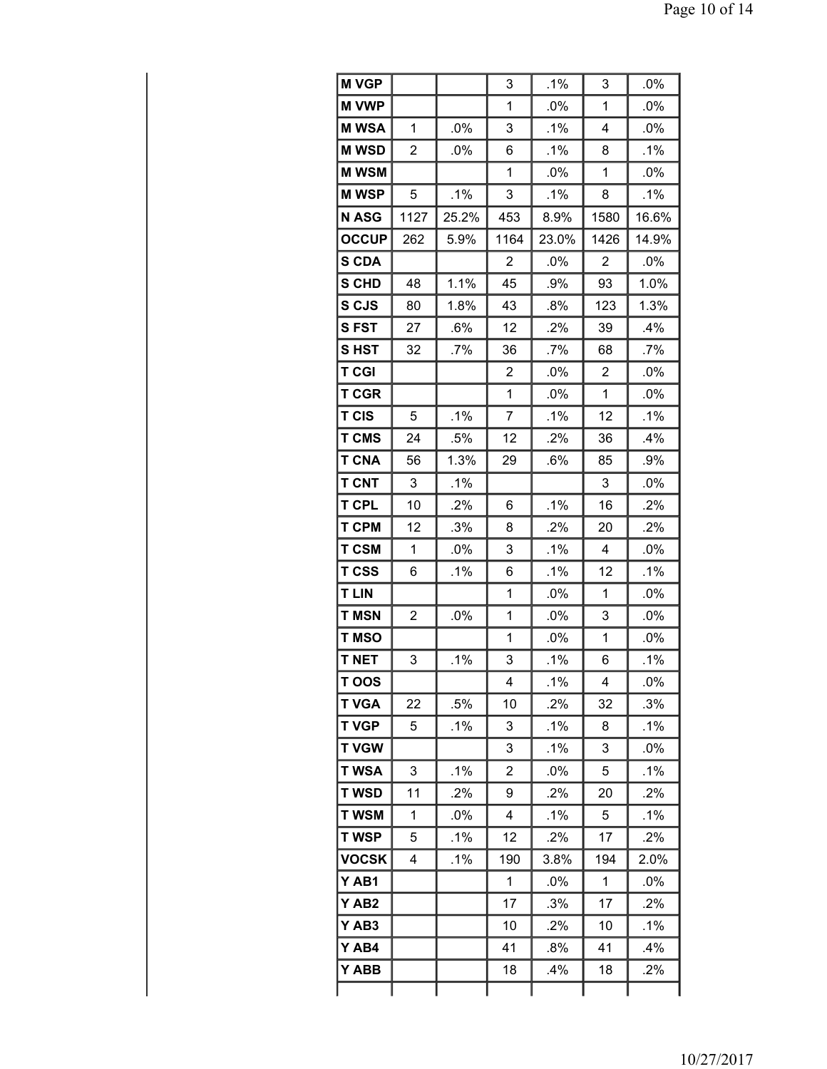| | | | | | | |
|---|---|---|---|---|---|---|
| **M VGP** | | | 3 | .1% | 3 | .0% |
| **M VWP** | | | 1 | .0% | 1 | .0% |
| **M WSA** | 1 | .0% | 3 | .1% | 4 | .0% |
| **M WSD** | 2 | .0% | 6 | .1% | 8 | .1% |
| **M WSM** | | | 1 | .0% | 1 | .0% |
| **M WSP** | 5 | .1% | 3 | .1% | 8 | .1% |
| **N ASG** | 1127 | 25.2% | 453 | 8.9% | 1580 | 16.6% |
| **OCCUP** | 262 | 5.9% | 1164 | 23.0% | 1426 | 14.9% |
| **S CDA** | | | 2 | .0% | 2 | .0% |
| **S CHD** | 48 | 1.1% | 45 | .9% | 93 | 1.0% |
| **S CJS** | 80 | 1.8% | 43 | .8% | 123 | 1.3% |
| **S FST** | 27 | .6% | 12 | .2% | 39 | .4% |
| **S HST** | 32 | .7% | 36 | .7% | 68 | .7% |
| **T CGI** | | | 2 | .0% | 2 | .0% |
| **T CGR** | | | 1 | .0% | 1 | .0% |
| **T CIS** | 5 | .1% | 7 | .1% | 12 | .1% |
| **T CMS** | 24 | .5% | 12 | .2% | 36 | .4% |
| **T CNA** | 56 | 1.3% | 29 | .6% | 85 | .9% |
| **T CNT** | 3 | .1% | | | 3 | .0% |
| **T CPL** | 10 | .2% | 6 | .1% | 16 | .2% |
| **T CPM** | 12 | .3% | 8 | .2% | 20 | .2% |
| **T CSM** | 1 | .0% | 3 | .1% | 4 | .0% |
| **T CSS** | 6 | .1% | 6 | .1% | 12 | .1% |
| **T LIN** | | | 1 | .0% | 1 | .0% |
| **T MSN** | 2 | .0% | 1 | .0% | 3 | .0% |
| **T MSO** | | | 1 | .0% | 1 | .0% |
| **T NET** | 3 | .1% | 3 | .1% | 6 | .1% |
| **T OOS** | | | 4 | .1% | 4 | .0% |
| **T VGA** | 22 | .5% | 10 | .2% | 32 | .3% |
| **T VGP** | 5 | .1% | 3 | .1% | 8 | .1% |
| **T VGW** | | | 3 | .1% | 3 | .0% |
| **T WSA** | 3 | .1% | 2 | .0% | 5 | .1% |
| **T WSD** | 11 | .2% | 9 | .2% | 20 | .2% |
| **T WSM** | 1 | .0% | 4 | .1% | 5 | .1% |
| **T WSP** | 5 | .1% | 12 | .2% | 17 | .2% |
| **VOCSK** | 4 | .1% | 190 | 3.8% | 194 | 2.0% |
| **Y AB1** | | | 1 | .0% | 1 | .0% |
| **Y AB2** | | | 17 | .3% | 17 | .2% |
| **Y AB3** | | | 10 | .2% | 10 | .1% |
| **Y AB4** | | | 41 | .8% | 41 | .4% |
| **Y ABB** | | | 18 | .4% | 18 | .2% |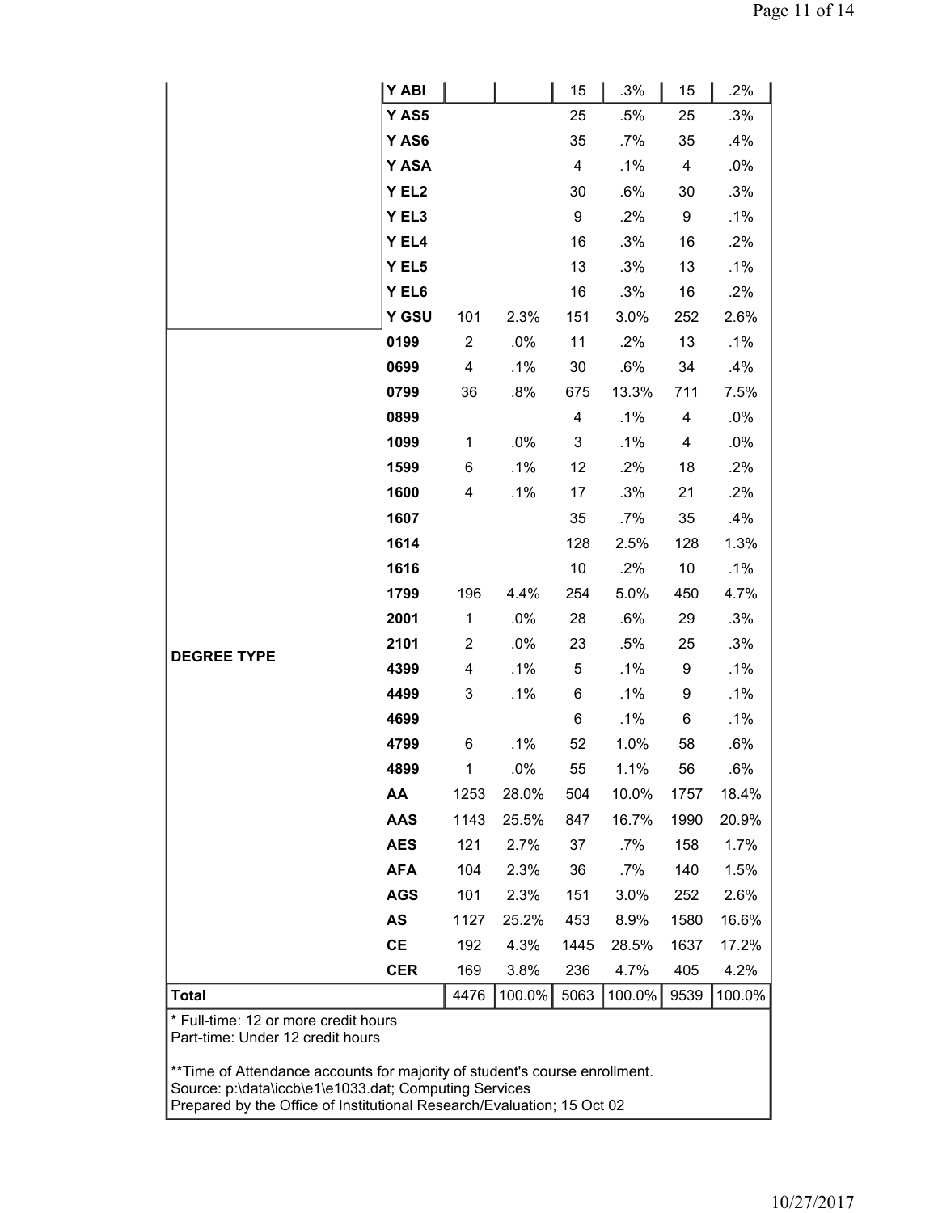| | | | | | | | |
|---|---|---|---|---|---|---|---|
| | Y ABI | | | 15 | .3% | 15 | .2% |
| | Y AS5 | | | 25 | .5% | 25 | .3% |
| | Y AS6 | | | 35 | .7% | 35 | .4% |
| | Y ASA | | | 4 | .1% | 4 | .0% |
| | Y EL2 | | | 30 | .6% | 30 | .3% |
| | Y EL3 | | | 9 | .2% | 9 | .1% |
| | Y EL4 | | | 16 | .3% | 16 | .2% |
| | Y EL5 | | | 13 | .3% | 13 | .1% |
| | Y EL6 | | | 16 | .3% | 16 | .2% |
| | Y GSU | 101 | 2.3% | 151 | 3.0% | 252 | 2.6% |
| DEGREE TYPE | 0199 | 2 | .0% | 11 | .2% | 13 | .1% |
| | 0699 | 4 | .1% | 30 | .6% | 34 | .4% |
| | 0799 | 36 | .8% | 675 | 13.3% | 711 | 7.5% |
| | 0899 | | | 4 | .1% | 4 | .0% |
| | 1099 | 1 | .0% | 3 | .1% | 4 | .0% |
| | 1599 | 6 | .1% | 12 | .2% | 18 | .2% |
| | 1600 | 4 | .1% | 17 | .3% | 21 | .2% |
| | 1607 | | | 35 | .7% | 35 | .4% |
| | 1614 | | | 128 | 2.5% | 128 | 1.3% |
| | 1616 | | | 10 | .2% | 10 | .1% |
| | 1799 | 196 | 4.4% | 254 | 5.0% | 450 | 4.7% |
| | 2001 | 1 | .0% | 28 | .6% | 29 | .3% |
| | 2101 | 2 | .0% | 23 | .5% | 25 | .3% |
| | 4399 | 4 | .1% | 5 | .1% | 9 | .1% |
| | 4499 | 3 | .1% | 6 | .1% | 9 | .1% |
| | 4699 | | | 6 | .1% | 6 | .1% |
| | 4799 | 6 | .1% | 52 | 1.0% | 58 | .6% |
| | 4899 | 1 | .0% | 55 | 1.1% | 56 | .6% |
| | AA | 1253 | 28.0% | 504 | 10.0% | 1757 | 18.4% |
| | AAS | 1143 | 25.5% | 847 | 16.7% | 1990 | 20.9% |
| | AES | 121 | 2.7% | 37 | .7% | 158 | 1.7% |
| | AFA | 104 | 2.3% | 36 | .7% | 140 | 1.5% |
| | AGS | 101 | 2.3% | 151 | 3.0% | 252 | 2.6% |
| | AS | 1127 | 25.2% | 453 | 8.9% | 1580 | 16.6% |
| | CE | 192 | 4.3% | 1445 | 28.5% | 1637 | 17.2% |
| | CER | 169 | 3.8% | 236 | 4.7% | 405 | 4.2% |
| **Total** | | 4476 | 100.0% | 5063 | 100.0% | 9539 | 100.0% |

* Full-time: 12 or more credit hours
Part-time: Under 12 credit hours

**Time of Attendance accounts for majority of student's course enrollment.
Source: p:\data\iccb\e1\e1033.dat; Computing Services
Prepared by the Office of Institutional Research/Evaluation; 15 Oct 02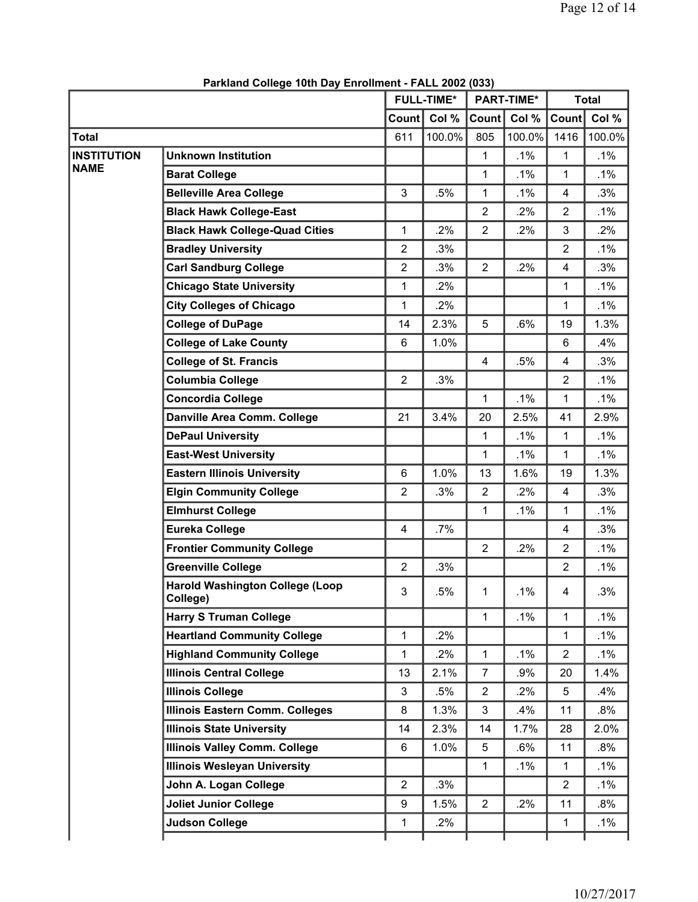**Parkland College 10th Day Enrollment - FALL 2002 (033)**

| | | FULL-TIME* | | PART-TIME* | | Total | |
|---|---|---|---|---|---|---|---|
| | | Count | Col % | Count | Col % | Count | Col % |
| Total | | 611 | 100.0% | 805 | 100.0% | 1416 | 100.0% |
| INSTITUTION NAME | Unknown Institution | | | 1 | .1% | 1 | .1% |
| | Barat College | | | 1 | .1% | 1 | .1% |
| | Belleville Area College | 3 | .5% | 1 | .1% | 4 | .3% |
| | Black Hawk College-East | | | 2 | .2% | 2 | .1% |
| | Black Hawk College-Quad Cities | 1 | .2% | 2 | .2% | 3 | .2% |
| | Bradley University | 2 | .3% | | | 2 | .1% |
| | Carl Sandburg College | 2 | .3% | 2 | .2% | 4 | .3% |
| | Chicago State University | 1 | .2% | | | 1 | .1% |
| | City Colleges of Chicago | 1 | .2% | | | 1 | .1% |
| | College of DuPage | 14 | 2.3% | 5 | .6% | 19 | 1.3% |
| | College of Lake County | 6 | 1.0% | | | 6 | .4% |
| | College of St. Francis | | | 4 | .5% | 4 | .3% |
| | Columbia College | 2 | .3% | | | 2 | .1% |
| | Concordia College | | | 1 | .1% | 1 | .1% |
| | Danville Area Comm. College | 21 | 3.4% | 20 | 2.5% | 41 | 2.9% |
| | DePaul University | | | 1 | .1% | 1 | .1% |
| | East-West University | | | 1 | .1% | 1 | .1% |
| | Eastern Illinois University | 6 | 1.0% | 13 | 1.6% | 19 | 1.3% |
| | Elgin Community College | 2 | .3% | 2 | .2% | 4 | .3% |
| | Elmhurst College | | | 1 | .1% | 1 | .1% |
| | Eureka College | 4 | .7% | | | 4 | .3% |
| | Frontier Community College | | | 2 | .2% | 2 | .1% |
| | Greenville College | 2 | .3% | | | 2 | .1% |
| | Harold Washington College (Loop College) | 3 | .5% | 1 | .1% | 4 | .3% |
| | Harry S Truman College | | | 1 | .1% | 1 | .1% |
| | Heartland Community College | 1 | .2% | | | 1 | .1% |
| | Highland Community College | 1 | .2% | 1 | .1% | 2 | .1% |
| | Illinois Central College | 13 | 2.1% | 7 | .9% | 20 | 1.4% |
| | Illinois College | 3 | .5% | 2 | .2% | 5 | .4% |
| | Illinois Eastern Comm. Colleges | 8 | 1.3% | 3 | .4% | 11 | .8% |
| | Illinois State University | 14 | 2.3% | 14 | 1.7% | 28 | 2.0% |
| | Illinois Valley Comm. College | 6 | 1.0% | 5 | .6% | 11 | .8% |
| | Illinois Wesleyan University | | | 1 | .1% | 1 | .1% |
| | John A. Logan College | 2 | .3% | | | 2 | .1% |
| | Joliet Junior College | 9 | 1.5% | 2 | .2% | 11 | .8% |
| | Judson College | 1 | .2% | | | 1 | .1% |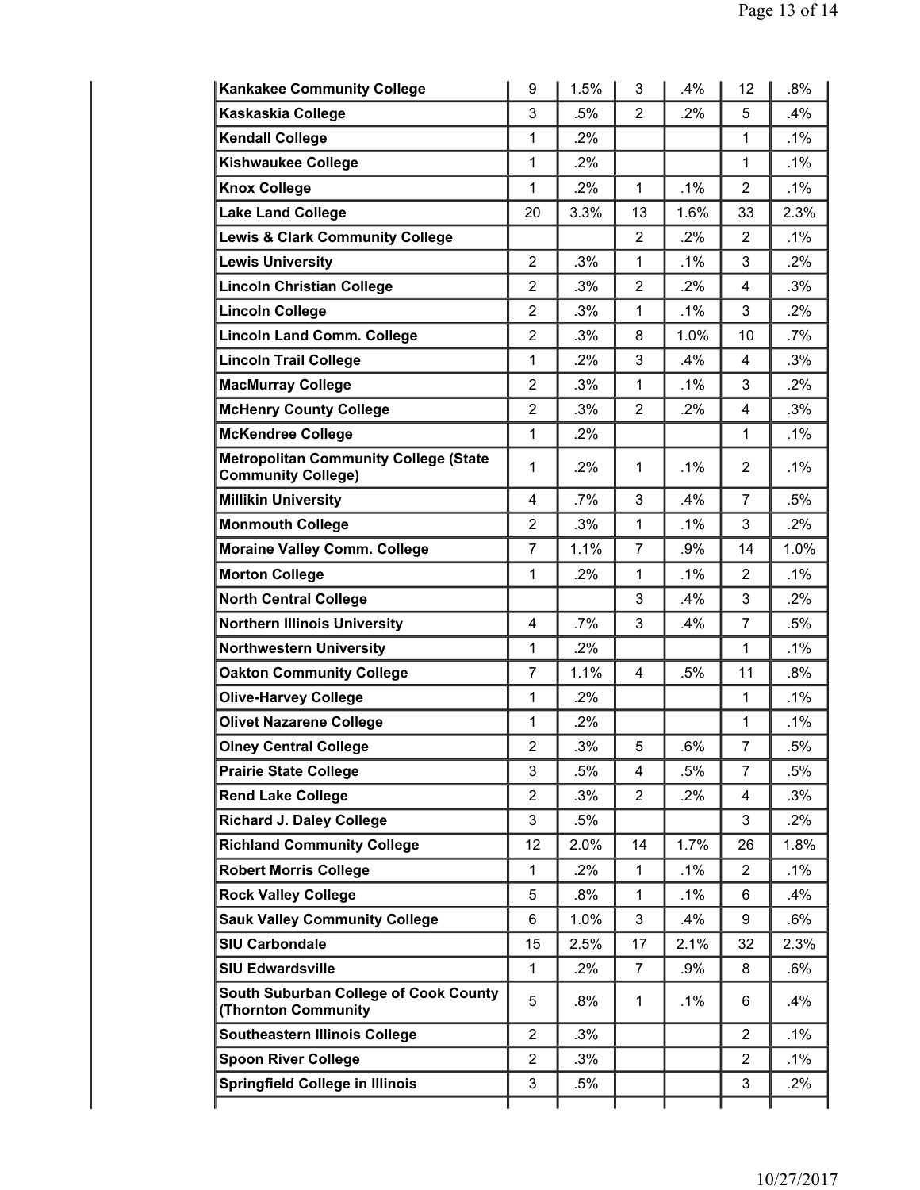| | | | | | | |
|---|---|---|---|---|---|---|
| **Kankakee Community College** | 9 | 1.5% | 3 | .4% | 12 | .8% |
| **Kaskaskia College** | 3 | .5% | 2 | .2% | 5 | .4% |
| **Kendall College** | 1 | .2% | | | 1 | .1% |
| **Kishwaukee College** | 1 | .2% | | | 1 | .1% |
| **Knox College** | 1 | .2% | 1 | .1% | 2 | .1% |
| **Lake Land College** | 20 | 3.3% | 13 | 1.6% | 33 | 2.3% |
| **Lewis & Clark Community College** | | | 2 | .2% | 2 | .1% |
| **Lewis University** | 2 | .3% | 1 | .1% | 3 | .2% |
| **Lincoln Christian College** | 2 | .3% | 2 | .2% | 4 | .3% |
| **Lincoln College** | 2 | .3% | 1 | .1% | 3 | .2% |
| **Lincoln Land Comm. College** | 2 | .3% | 8 | 1.0% | 10 | .7% |
| **Lincoln Trail College** | 1 | .2% | 3 | .4% | 4 | .3% |
| **MacMurray College** | 2 | .3% | 1 | .1% | 3 | .2% |
| **McHenry County College** | 2 | .3% | 2 | .2% | 4 | .3% |
| **McKendree College** | 1 | .2% | | | 1 | .1% |
| **Metropolitan Community College (State Community College)** | 1 | .2% | 1 | .1% | 2 | .1% |
| **Millikin University** | 4 | .7% | 3 | .4% | 7 | .5% |
| **Monmouth College** | 2 | .3% | 1 | .1% | 3 | .2% |
| **Moraine Valley Comm. College** | 7 | 1.1% | 7 | .9% | 14 | 1.0% |
| **Morton College** | 1 | .2% | 1 | .1% | 2 | .1% |
| **North Central College** | | | 3 | .4% | 3 | .2% |
| **Northern Illinois University** | 4 | .7% | 3 | .4% | 7 | .5% |
| **Northwestern University** | 1 | .2% | | | 1 | .1% |
| **Oakton Community College** | 7 | 1.1% | 4 | .5% | 11 | .8% |
| **Olive-Harvey College** | 1 | .2% | | | 1 | .1% |
| **Olivet Nazarene College** | 1 | .2% | | | 1 | .1% |
| **Olney Central College** | 2 | .3% | 5 | .6% | 7 | .5% |
| **Prairie State College** | 3 | .5% | 4 | .5% | 7 | .5% |
| **Rend Lake College** | 2 | .3% | 2 | .2% | 4 | .3% |
| **Richard J. Daley College** | 3 | .5% | | | 3 | .2% |
| **Richland Community College** | 12 | 2.0% | 14 | 1.7% | 26 | 1.8% |
| **Robert Morris College** | 1 | .2% | 1 | .1% | 2 | .1% |
| **Rock Valley College** | 5 | .8% | 1 | .1% | 6 | .4% |
| **Sauk Valley Community College** | 6 | 1.0% | 3 | .4% | 9 | .6% |
| **SIU Carbondale** | 15 | 2.5% | 17 | 2.1% | 32 | 2.3% |
| **SIU Edwardsville** | 1 | .2% | 7 | .9% | 8 | .6% |
| **South Suburban College of Cook County (Thornton Community** | 5 | .8% | 1 | .1% | 6 | .4% |
| **Southeastern Illinois College** | 2 | .3% | | | 2 | .1% |
| **Spoon River College** | 2 | .3% | | | 2 | .1% |
| **Springfield College in Illinois** | 3 | .5% | | | 3 | .2% |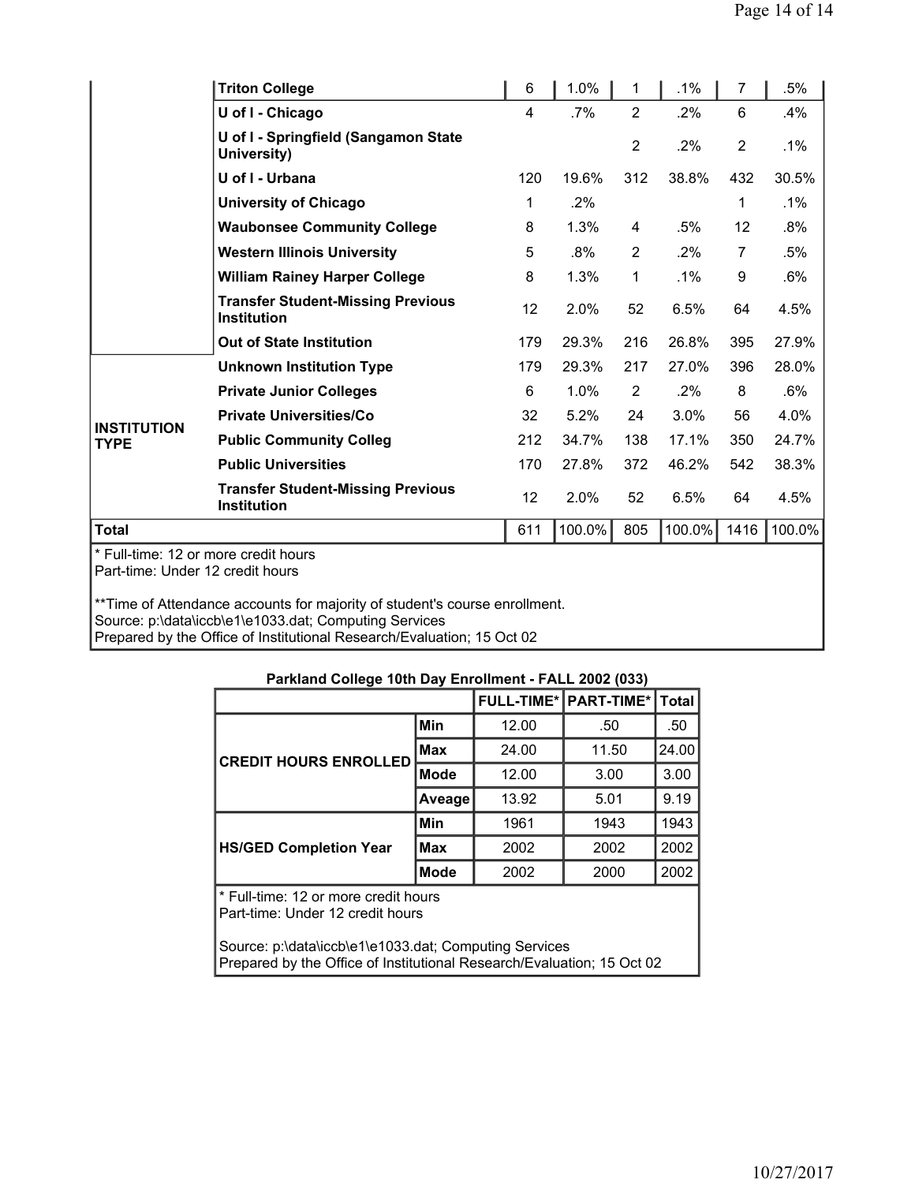| | | | | | | | |
|---|---|---|---|---|---|---|---|
| | **Triton College** | 6 | 1.0% | 1 | .1% | 7 | .5% |
| | **U of I - Chicago** | 4 | .7% | 2 | .2% | 6 | .4% |
| | **U of I - Springfield (Sangamon State University)** | | | 2 | .2% | 2 | .1% |
| | **U of I - Urbana** | 120 | 19.6% | 312 | 38.8% | 432 | 30.5% |
| | **University of Chicago** | 1 | .2% | | | 1 | .1% |
| | **Waubonsee Community College** | 8 | 1.3% | 4 | .5% | 12 | .8% |
| | **Western Illinois University** | 5 | .8% | 2 | .2% | 7 | .5% |
| | **William Rainey Harper College** | 8 | 1.3% | 1 | .1% | 9 | .6% |
| | **Transfer Student-Missing Previous Institution** | 12 | 2.0% | 52 | 6.5% | 64 | 4.5% |
| | **Out of State Institution** | 179 | 29.3% | 216 | 26.8% | 395 | 27.9% |
| **INSTITUTION TYPE** | **Unknown Institution Type** | 179 | 29.3% | 217 | 27.0% | 396 | 28.0% |
| | **Private Junior Colleges** | 6 | 1.0% | 2 | .2% | 8 | .6% |
| | **Private Universities/Co** | 32 | 5.2% | 24 | 3.0% | 56 | 4.0% |
| | **Public Community Colleg** | 212 | 34.7% | 138 | 17.1% | 350 | 24.7% |
| | **Public Universities** | 170 | 27.8% | 372 | 46.2% | 542 | 38.3% |
| | **Transfer Student-Missing Previous Institution** | 12 | 2.0% | 52 | 6.5% | 64 | 4.5% |
| **Total** | | 611 | 100.0% | 805 | 100.0% | 1416 | 100.0% |

* Full-time: 12 or more credit hours
Part-time: Under 12 credit hours

**Time of Attendance accounts for majority of student's course enrollment.
Source: p:\data\iccb\e1\e1033.dat; Computing Services
Prepared by the Office of Institutional Research/Evaluation; 15 Oct 02

**Parkland College 10th Day Enrollment - FALL 2002 (033)**

| | | FULL-TIME* | PART-TIME* | Total |
|---|---|---|---|---|
| **CREDIT HOURS ENROLLED** | **Min** | 12.00 | .50 | .50 |
| | **Max** | 24.00 | 11.50 | 24.00 |
| | **Mode** | 12.00 | 3.00 | 3.00 |
| | **Aveage** | 13.92 | 5.01 | 9.19 |
| **HS/GED Completion Year** | **Min** | 1961 | 1943 | 1943 |
| | **Max** | 2002 | 2002 | 2002 |
| | **Mode** | 2002 | 2000 | 2002 |

* Full-time: 12 or more credit hours
Part-time: Under 12 credit hours

Source: p:\data\iccb\e1\e1033.dat; Computing Services
Prepared by the Office of Institutional Research/Evaluation; 15 Oct 02